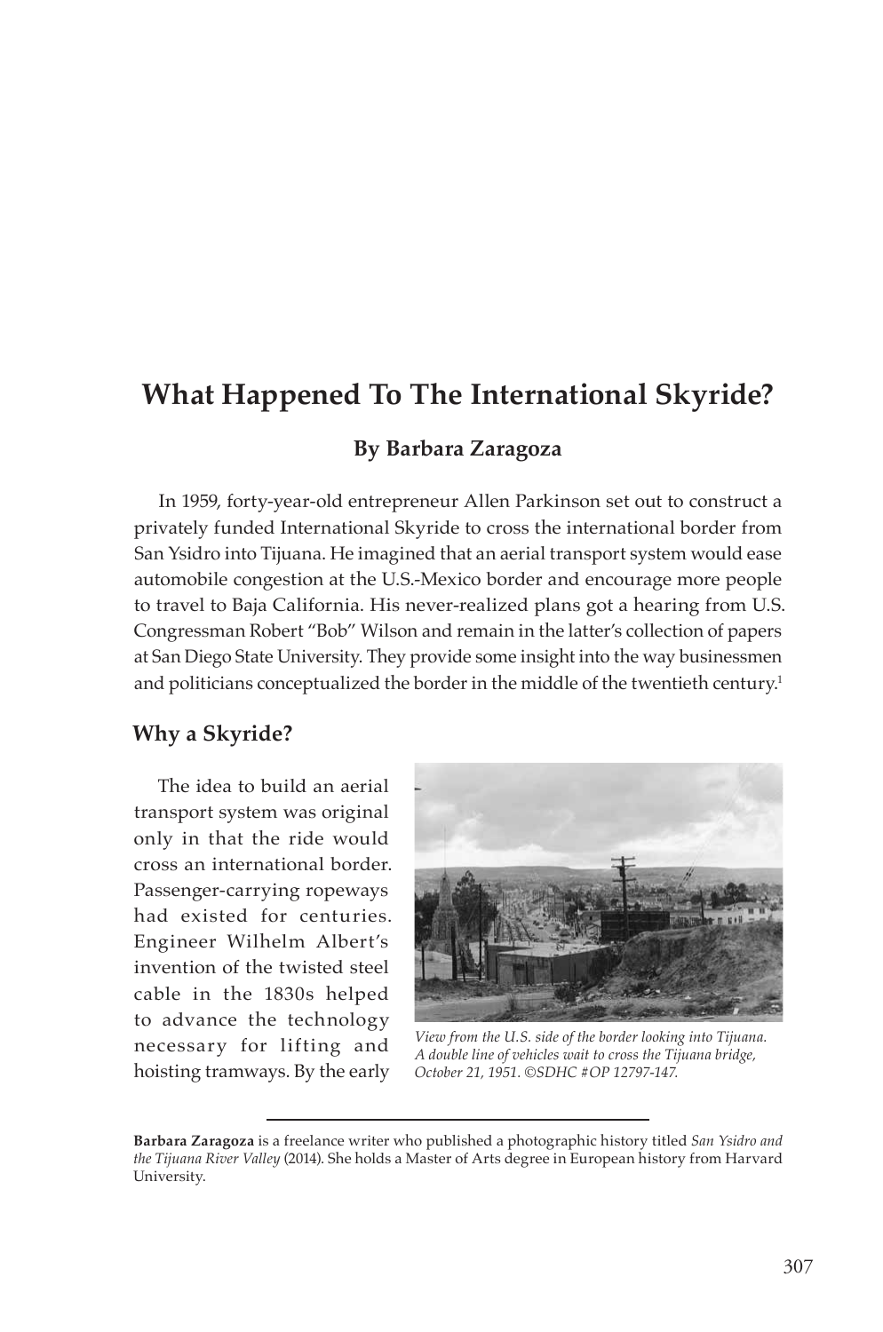# What Happened To The International Skyride?

**By Barbara Zaragoza**

In 1959, forty-year-old entrepreneur Allen Parkinson set out to construct a privately funded International Skyride to cross the international border from San Ysidro into Tijuana. He imagined that an aerial transport system would ease automobile congestion at the U.S.-Mexico border and encourage more people to travel to Baja California. His never-realized plans got a hearing from U.S. Congressman Robert "Bob" Wilson and remain in the latter's collection of papers at San Diego State University. They provide some insight into the way businessmen and politicians conceptualized the border in the middle of the twentieth century.[1]

## Why a Skyride?

The idea to build an aerial transport system was original only in that the ride would cross an international border. Passenger-carrying ropeways had existed for centuries. Engineer Wilhelm Albert's invention of the twisted steel cable in the 1830s helped to advance the technology necessary for lifting and hoisting tramways. By the early

*View from the U.S. side of the border looking into Tijuana. A double line of vehicles wait to cross the Tijuana bridge, October 21, 1951. ©SDHC #OP 12797-147.*

---

**Barbara Zaragoza** is a freelance writer who published a photographic history titled *San Ysidro and the Tijuana River Valley* (2014). She holds a Master of Arts degree in European history from Harvard University.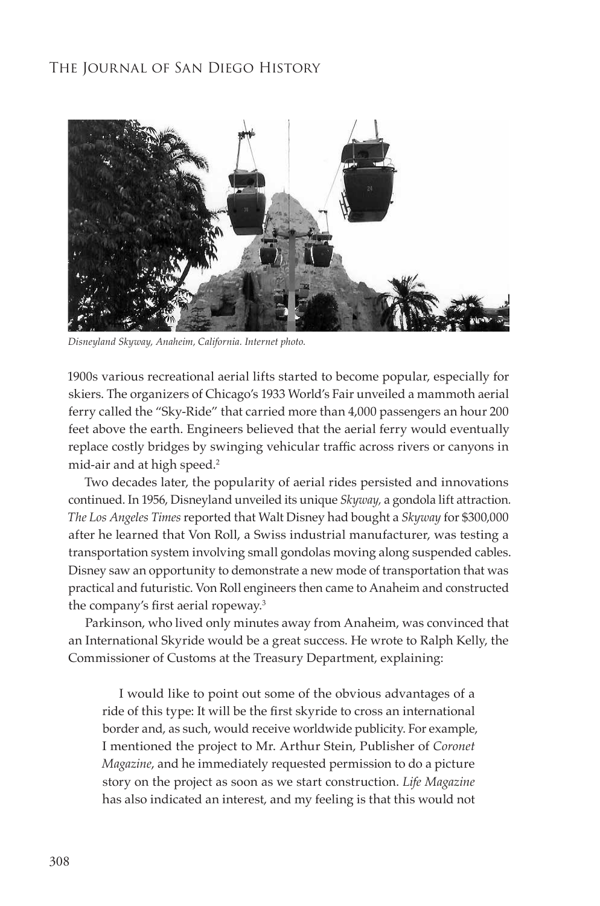*Disneyland Skyway, Anaheim, California. Internet photo.*

1900s various recreational aerial lifts started to become popular, especially for skiers. The organizers of Chicago's 1933 World's Fair unveiled a mammoth aerial ferry called the "Sky-Ride" that carried more than 4,000 passengers an hour 200 feet above the earth. Engineers believed that the aerial ferry would eventually replace costly bridges by swinging vehicular traffic across rivers or canyons in mid-air and at high speed.[2]

Two decades later, the popularity of aerial rides persisted and innovations continued. In 1956, Disneyland unveiled its unique *Skyway,* a gondola lift attraction. *The Los Angeles Times* reported that Walt Disney had bought a *Skyway* for $300,000 after he learned that Von Roll, a Swiss industrial manufacturer, was testing a transportation system involving small gondolas moving along suspended cables. Disney saw an opportunity to demonstrate a new mode of transportation that was practical and futuristic. Von Roll engineers then came to Anaheim and constructed the company's first aerial ropeway.[3]

Parkinson, who lived only minutes away from Anaheim, was convinced that an International Skyride would be a great success. He wrote to Ralph Kelly, the Commissioner of Customs at the Treasury Department, explaining:

> I would like to point out some of the obvious advantages of a ride of this type: It will be the first skyride to cross an international border and, as such, would receive worldwide publicity. For example, I mentioned the project to Mr. Arthur Stein, Publisher of *Coronet Magazine*, and he immediately requested permission to do a picture story on the project as soon as we start construction. *Life Magazine* has also indicated an interest, and my feeling is that this would not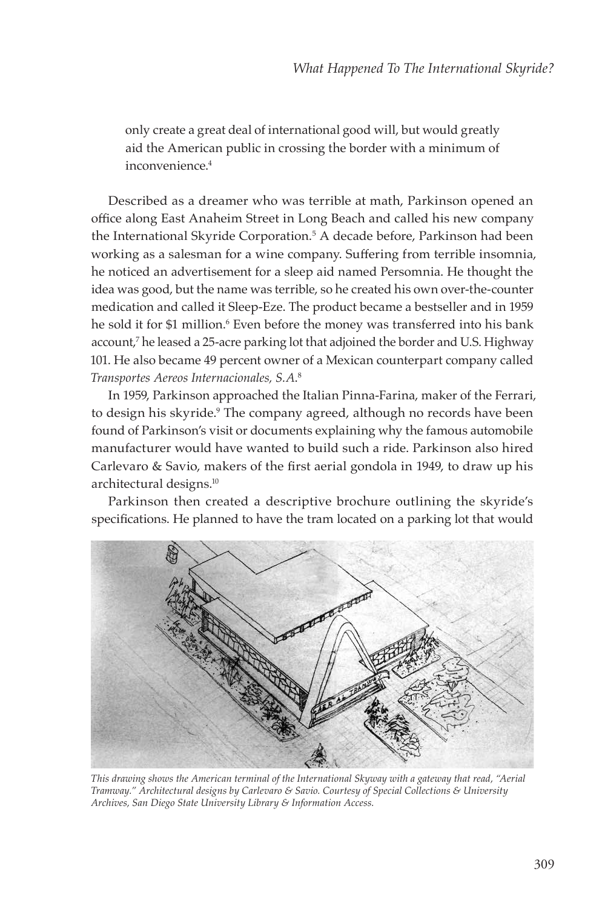only create a great deal of international good will, but would greatly aid the American public in crossing the border with a minimum of inconvenience.[4]

Described as a dreamer who was terrible at math, Parkinson opened an office along East Anaheim Street in Long Beach and called his new company the International Skyride Corporation.[5] A decade before, Parkinson had been working as a salesman for a wine company. Suffering from terrible insomnia, he noticed an advertisement for a sleep aid named Persomnia. He thought the idea was good, but the name was terrible, so he created his own over-the-counter medication and called it Sleep-Eze. The product became a bestseller and in 1959 he sold it for $1 million.[6] Even before the money was transferred into his bank account,[7] he leased a 25-acre parking lot that adjoined the border and U.S. Highway 101. He also became 49 percent owner of a Mexican counterpart company called *Transportes Aereos Internacionales, S.A.*[8]

In 1959, Parkinson approached the Italian Pinna-Farina, maker of the Ferrari, to design his skyride.[9] The company agreed, although no records have been found of Parkinson's visit or documents explaining why the famous automobile manufacturer would have wanted to build such a ride. Parkinson also hired Carlevaro & Savio, makers of the first aerial gondola in 1949, to draw up his architectural designs.[10]

Parkinson then created a descriptive brochure outlining the skyride's specifications. He planned to have the tram located on a parking lot that would

*This drawing shows the American terminal of the International Skyway with a gateway that read, "Aerial Tramway." Architectural designs by Carlevaro & Savio. Courtesy of Special Collections & University Archives, San Diego State University Library & Information Access.*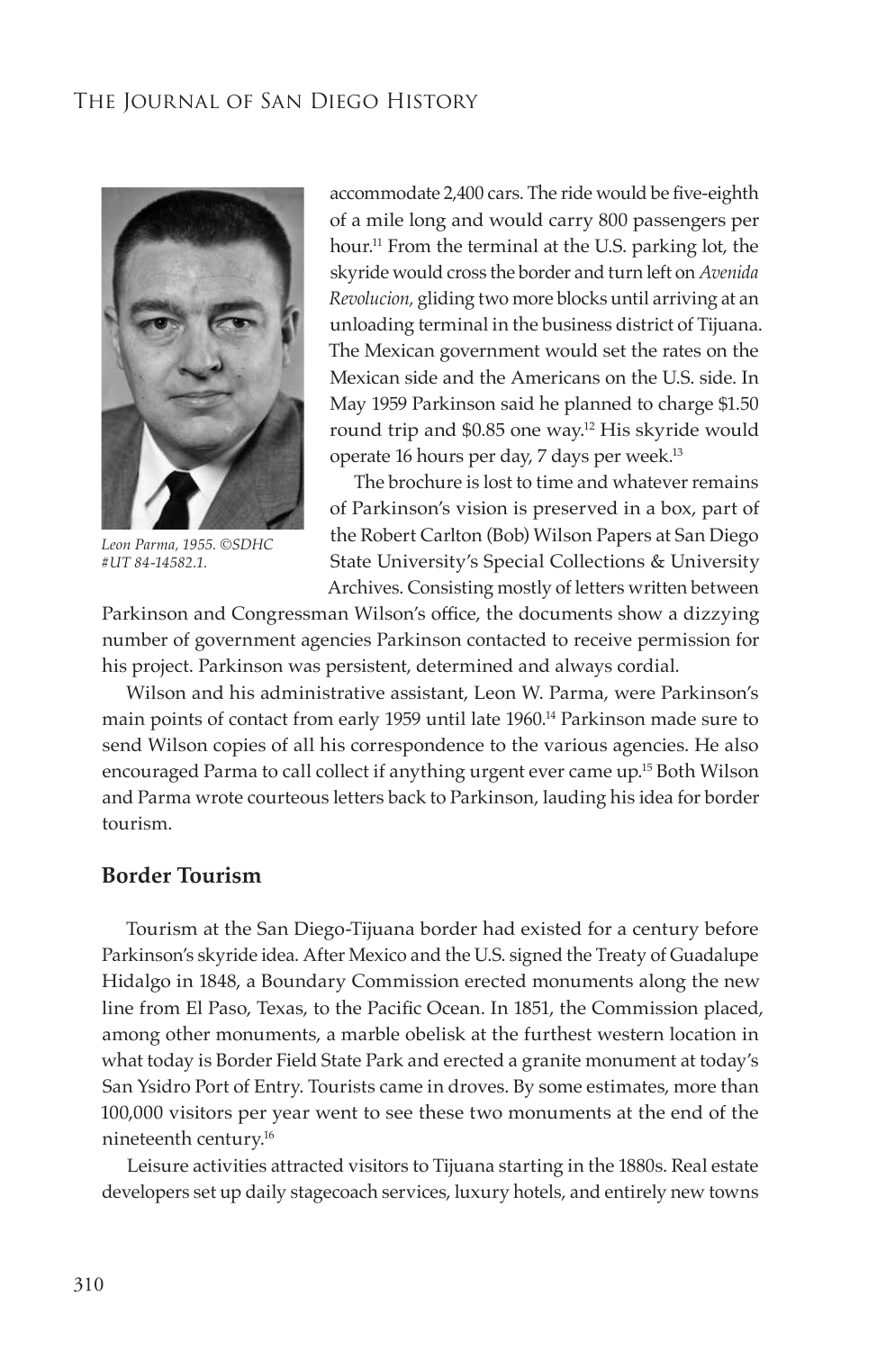accommodate 2,400 cars. The ride would be five-eighth of a mile long and would carry 800 passengers per hour.[11] From the terminal at the U.S. parking lot, the skyride would cross the border and turn left on *Avenida Revolucion,* gliding two more blocks until arriving at an unloading terminal in the business district of Tijuana. The Mexican government would set the rates on the Mexican side and the Americans on the U.S. side. In May 1959 Parkinson said he planned to charge $1.50 round trip and $0.85 one way.[12] His skyride would operate 16 hours per day, 7 days per week.[13]

*Leon Parma, 1955. ©SDHC #UT 84-14582.1.*

The brochure is lost to time and whatever remains of Parkinson's vision is preserved in a box, part of the Robert Carlton (Bob) Wilson Papers at San Diego State University's Special Collections & University Archives. Consisting mostly of letters written between Parkinson and Congressman Wilson's office, the documents show a dizzying number of government agencies Parkinson contacted to receive permission for his project. Parkinson was persistent, determined and always cordial.

Wilson and his administrative assistant, Leon W. Parma, were Parkinson's main points of contact from early 1959 until late 1960.[14] Parkinson made sure to send Wilson copies of all his correspondence to the various agencies. He also encouraged Parma to call collect if anything urgent ever came up.[15] Both Wilson and Parma wrote courteous letters back to Parkinson, lauding his idea for border tourism.

## Border Tourism

Tourism at the San Diego-Tijuana border had existed for a century before Parkinson's skyride idea. After Mexico and the U.S. signed the Treaty of Guadalupe Hidalgo in 1848, a Boundary Commission erected monuments along the new line from El Paso, Texas, to the Pacific Ocean. In 1851, the Commission placed, among other monuments, a marble obelisk at the furthest western location in what today is Border Field State Park and erected a granite monument at today's San Ysidro Port of Entry. Tourists came in droves. By some estimates, more than 100,000 visitors per year went to see these two monuments at the end of the nineteenth century.[16]

Leisure activities attracted visitors to Tijuana starting in the 1880s. Real estate developers set up daily stagecoach services, luxury hotels, and entirely new towns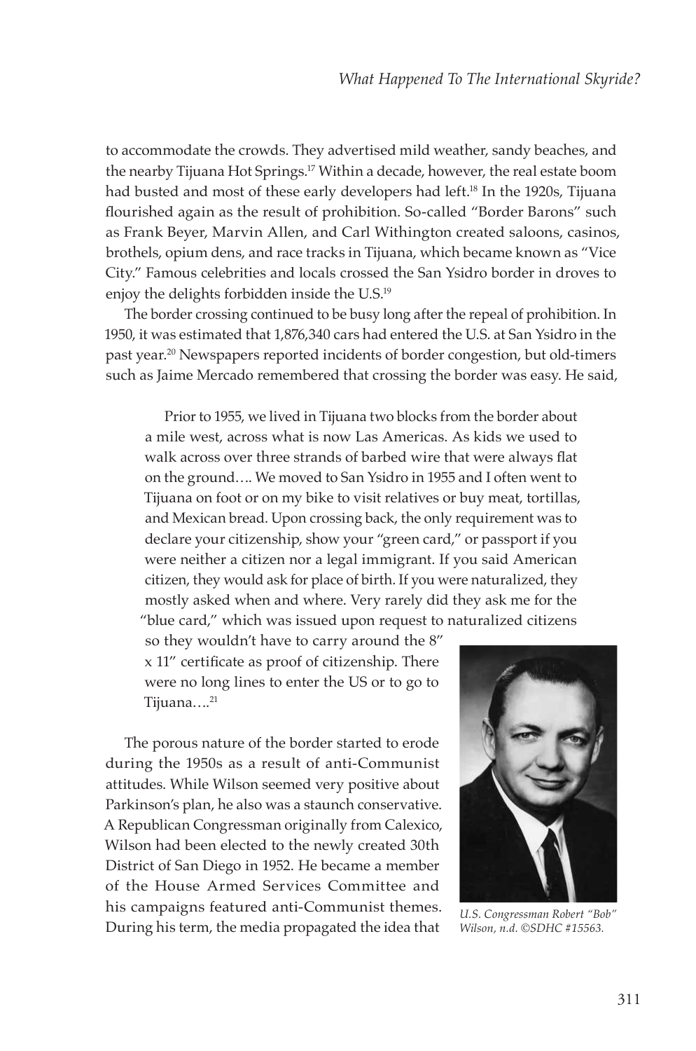to accommodate the crowds. They advertised mild weather, sandy beaches, and the nearby Tijuana Hot Springs.[17] Within a decade, however, the real estate boom had busted and most of these early developers had left.[18] In the 1920s, Tijuana flourished again as the result of prohibition. So-called "Border Barons" such as Frank Beyer, Marvin Allen, and Carl Withington created saloons, casinos, brothels, opium dens, and race tracks in Tijuana, which became known as "Vice City." Famous celebrities and locals crossed the San Ysidro border in droves to enjoy the delights forbidden inside the U.S.[19]

The border crossing continued to be busy long after the repeal of prohibition. In 1950, it was estimated that 1,876,340 cars had entered the U.S. at San Ysidro in the past year.[20] Newspapers reported incidents of border congestion, but old-timers such as Jaime Mercado remembered that crossing the border was easy. He said,

> Prior to 1955, we lived in Tijuana two blocks from the border about a mile west, across what is now Las Americas. As kids we used to walk across over three strands of barbed wire that were always flat on the ground…. We moved to San Ysidro in 1955 and I often went to Tijuana on foot or on my bike to visit relatives or buy meat, tortillas, and Mexican bread. Upon crossing back, the only requirement was to declare your citizenship, show your "green card," or passport if you were neither a citizen nor a legal immigrant. If you said American citizen, they would ask for place of birth. If you were naturalized, they mostly asked when and where. Very rarely did they ask me for the "blue card," which was issued upon request to naturalized citizens so they wouldn't have to carry around the 8" x 11" certificate as proof of citizenship. There were no long lines to enter the US or to go to Tijuana….[21]

The porous nature of the border started to erode during the 1950s as a result of anti-Communist attitudes. While Wilson seemed very positive about Parkinson's plan, he also was a staunch conservative. A Republican Congressman originally from Calexico, Wilson had been elected to the newly created 30th District of San Diego in 1952. He became a member of the House Armed Services Committee and his campaigns featured anti-Communist themes. During his term, the media propagated the idea that

*U.S. Congressman Robert "Bob" Wilson, n.d. ©SDHC #15563.*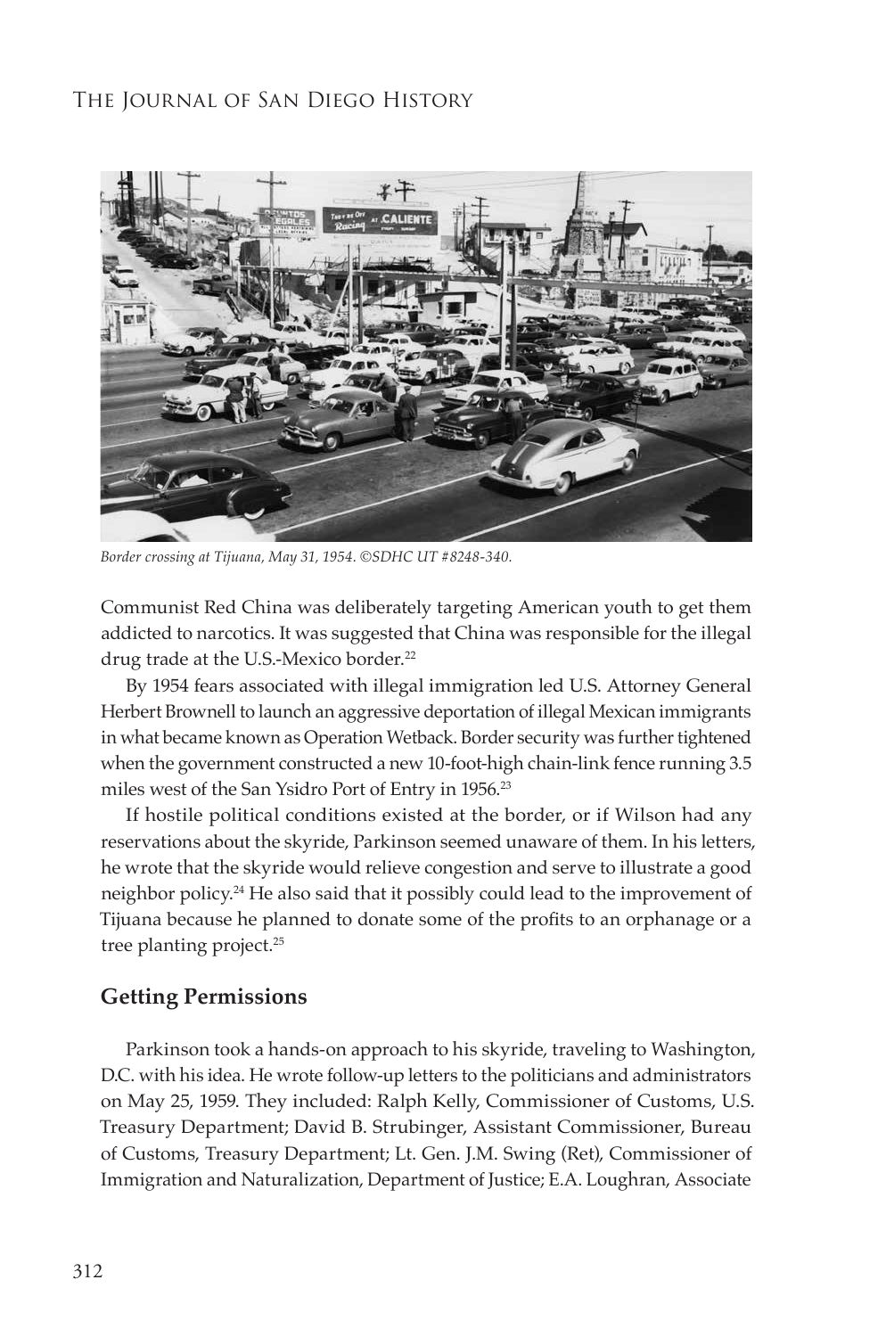*Border crossing at Tijuana, May 31, 1954. ©SDHC UT #8248-340.*

Communist Red China was deliberately targeting American youth to get them addicted to narcotics. It was suggested that China was responsible for the illegal drug trade at the U.S.-Mexico border.[22]

By 1954 fears associated with illegal immigration led U.S. Attorney General Herbert Brownell to launch an aggressive deportation of illegal Mexican immigrants in what became known as Operation Wetback. Border security was further tightened when the government constructed a new 10-foot-high chain-link fence running 3.5 miles west of the San Ysidro Port of Entry in 1956.[23]

If hostile political conditions existed at the border, or if Wilson had any reservations about the skyride, Parkinson seemed unaware of them. In his letters, he wrote that the skyride would relieve congestion and serve to illustrate a good neighbor policy.[24] He also said that it possibly could lead to the improvement of Tijuana because he planned to donate some of the profits to an orphanage or a tree planting project.[25]

## Getting Permissions

Parkinson took a hands-on approach to his skyride, traveling to Washington, D.C. with his idea. He wrote follow-up letters to the politicians and administrators on May 25, 1959. They included: Ralph Kelly, Commissioner of Customs, U.S. Treasury Department; David B. Strubinger, Assistant Commissioner, Bureau of Customs, Treasury Department; Lt. Gen. J.M. Swing (Ret), Commissioner of Immigration and Naturalization, Department of Justice; E.A. Loughran, Associate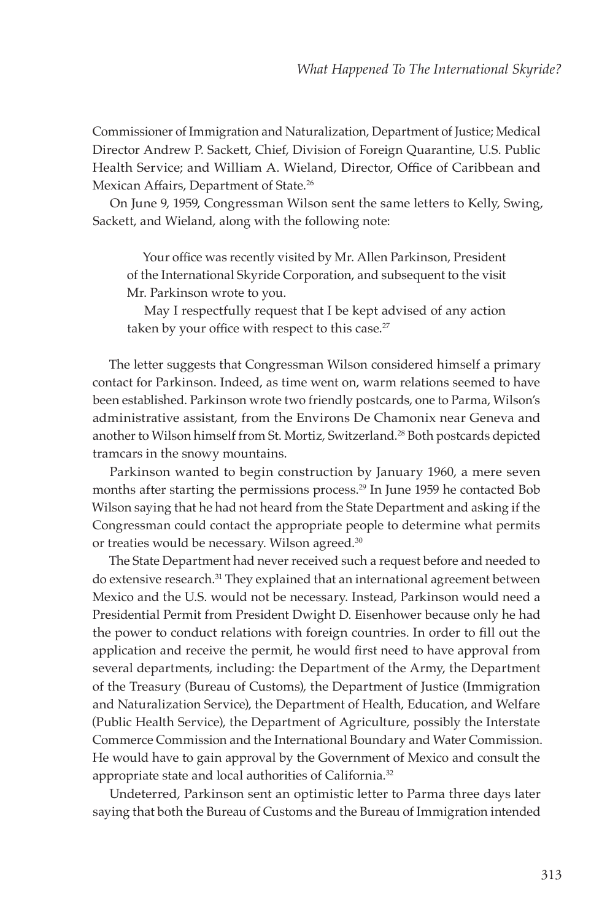Commissioner of Immigration and Naturalization, Department of Justice; Medical Director Andrew P. Sackett, Chief, Division of Foreign Quarantine, U.S. Public Health Service; and William A. Wieland, Director, Office of Caribbean and Mexican Affairs, Department of State.[26]

On June 9, 1959, Congressman Wilson sent the same letters to Kelly, Swing, Sackett, and Wieland, along with the following note:

> Your office was recently visited by Mr. Allen Parkinson, President of the International Skyride Corporation, and subsequent to the visit Mr. Parkinson wrote to you.
>
> May I respectfully request that I be kept advised of any action taken by your office with respect to this case.[27]

The letter suggests that Congressman Wilson considered himself a primary contact for Parkinson. Indeed, as time went on, warm relations seemed to have been established. Parkinson wrote two friendly postcards, one to Parma, Wilson's administrative assistant, from the Environs De Chamonix near Geneva and another to Wilson himself from St. Mortiz, Switzerland.[28] Both postcards depicted tramcars in the snowy mountains.

Parkinson wanted to begin construction by January 1960, a mere seven months after starting the permissions process.[29] In June 1959 he contacted Bob Wilson saying that he had not heard from the State Department and asking if the Congressman could contact the appropriate people to determine what permits or treaties would be necessary. Wilson agreed.[30]

The State Department had never received such a request before and needed to do extensive research.[31] They explained that an international agreement between Mexico and the U.S. would not be necessary. Instead, Parkinson would need a Presidential Permit from President Dwight D. Eisenhower because only he had the power to conduct relations with foreign countries. In order to fill out the application and receive the permit, he would first need to have approval from several departments, including: the Department of the Army, the Department of the Treasury (Bureau of Customs), the Department of Justice (Immigration and Naturalization Service), the Department of Health, Education, and Welfare (Public Health Service), the Department of Agriculture, possibly the Interstate Commerce Commission and the International Boundary and Water Commission. He would have to gain approval by the Government of Mexico and consult the appropriate state and local authorities of California.[32]

Undeterred, Parkinson sent an optimistic letter to Parma three days later saying that both the Bureau of Customs and the Bureau of Immigration intended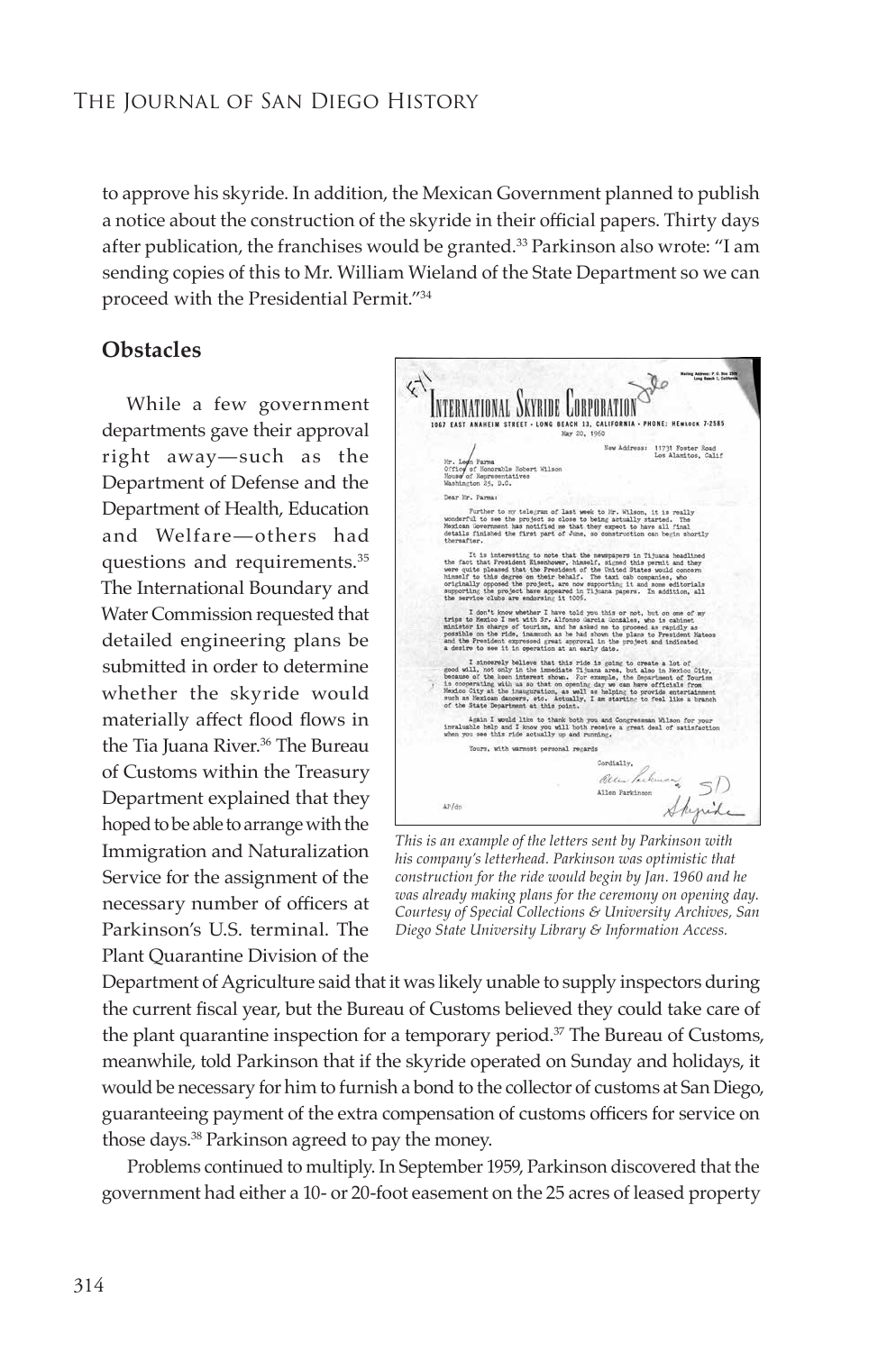to approve his skyride. In addition, the Mexican Government planned to publish a notice about the construction of the skyride in their official papers. Thirty days after publication, the franchises would be granted.[33] Parkinson also wrote: "I am sending copies of this to Mr. William Wieland of the State Department so we can proceed with the Presidential Permit."[34]

## Obstacles

While a few government departments gave their approval right away—such as the Department of Defense and the Department of Health, Education and Welfare—others had questions and requirements.[35] The International Boundary and Water Commission requested that detailed engineering plans be submitted in order to determine whether the skyride would materially affect flood flows in the Tia Juana River.[36] The Bureau of Customs within the Treasury Department explained that they hoped to be able to arrange with the Immigration and Naturalization Service for the assignment of the necessary number of officers at Parkinson's U.S. terminal. The Plant Quarantine Division of the Department of Agriculture said that it was likely unable to supply inspectors during the current fiscal year, but the Bureau of Customs believed they could take care of the plant quarantine inspection for a temporary period.[37] The Bureau of Customs, meanwhile, told Parkinson that if the skyride operated on Sunday and holidays, it would be necessary for him to furnish a bond to the collector of customs at San Diego, guaranteeing payment of the extra compensation of customs officers for service on those days.[38] Parkinson agreed to pay the money.

*This is an example of the letters sent by Parkinson with his company's letterhead. Parkinson was optimistic that construction for the ride would begin by Jan. 1960 and he was already making plans for the ceremony on opening day. Courtesy of Special Collections & University Archives, San Diego State University Library & Information Access.*

Problems continued to multiply. In September 1959, Parkinson discovered that the government had either a 10- or 20-foot easement on the 25 acres of leased property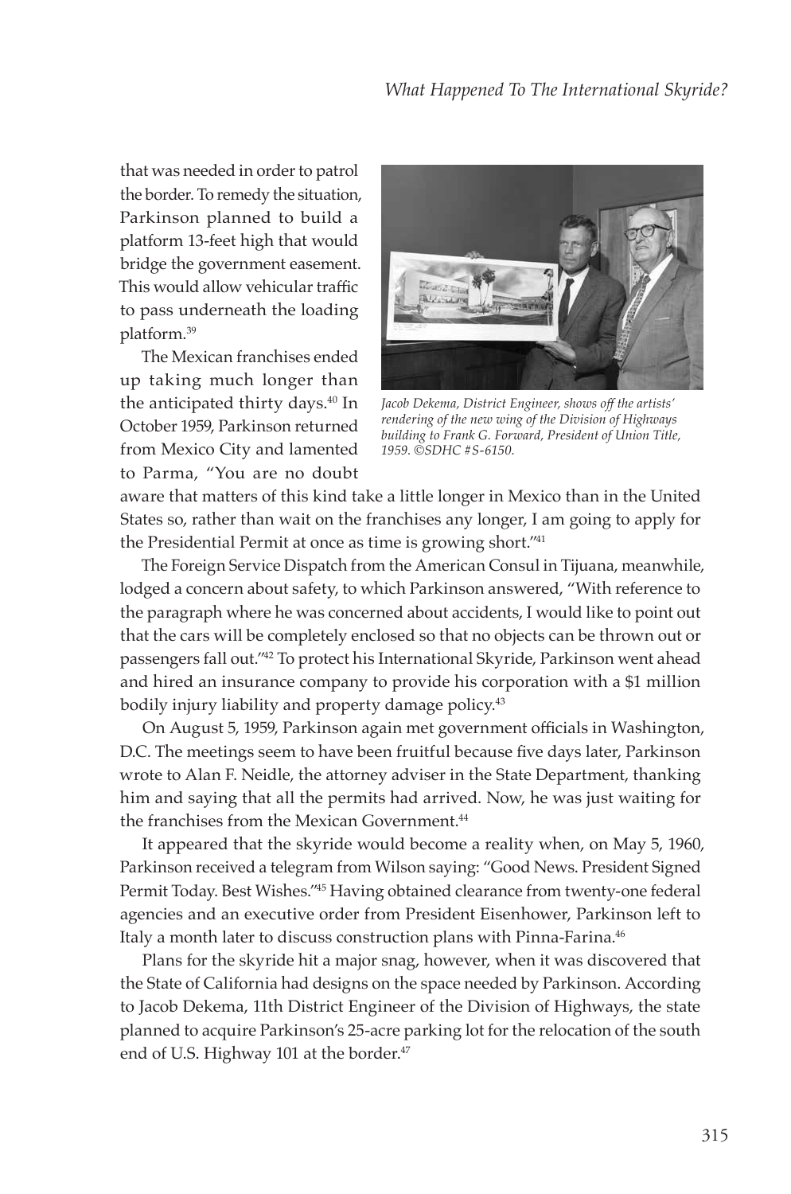that was needed in order to patrol the border. To remedy the situation, Parkinson planned to build a platform 13-feet high that would bridge the government easement. This would allow vehicular traffic to pass underneath the loading platform.[39]

The Mexican franchises ended up taking much longer than the anticipated thirty days.[40] In October 1959, Parkinson returned from Mexico City and lamented to Parma, "You are no doubt aware that matters of this kind take a little longer in Mexico than in the United States so, rather than wait on the franchises any longer, I am going to apply for the Presidential Permit at once as time is growing short."[41]

*Jacob Dekema, District Engineer, shows off the artists' rendering of the new wing of the Division of Highways building to Frank G. Forward, President of Union Title, 1959. ©SDHC #S-6150.*

The Foreign Service Dispatch from the American Consul in Tijuana, meanwhile, lodged a concern about safety, to which Parkinson answered, "With reference to the paragraph where he was concerned about accidents, I would like to point out that the cars will be completely enclosed so that no objects can be thrown out or passengers fall out."[42] To protect his International Skyride, Parkinson went ahead and hired an insurance company to provide his corporation with a $1 million bodily injury liability and property damage policy.[43]

On August 5, 1959, Parkinson again met government officials in Washington, D.C. The meetings seem to have been fruitful because five days later, Parkinson wrote to Alan F. Neidle, the attorney adviser in the State Department, thanking him and saying that all the permits had arrived. Now, he was just waiting for the franchises from the Mexican Government.[44]

It appeared that the skyride would become a reality when, on May 5, 1960, Parkinson received a telegram from Wilson saying: "Good News. President Signed Permit Today. Best Wishes."[45] Having obtained clearance from twenty-one federal agencies and an executive order from President Eisenhower, Parkinson left to Italy a month later to discuss construction plans with Pinna-Farina.[46]

Plans for the skyride hit a major snag, however, when it was discovered that the State of California had designs on the space needed by Parkinson. According to Jacob Dekema, 11th District Engineer of the Division of Highways, the state planned to acquire Parkinson's 25-acre parking lot for the relocation of the south end of U.S. Highway 101 at the border.[47]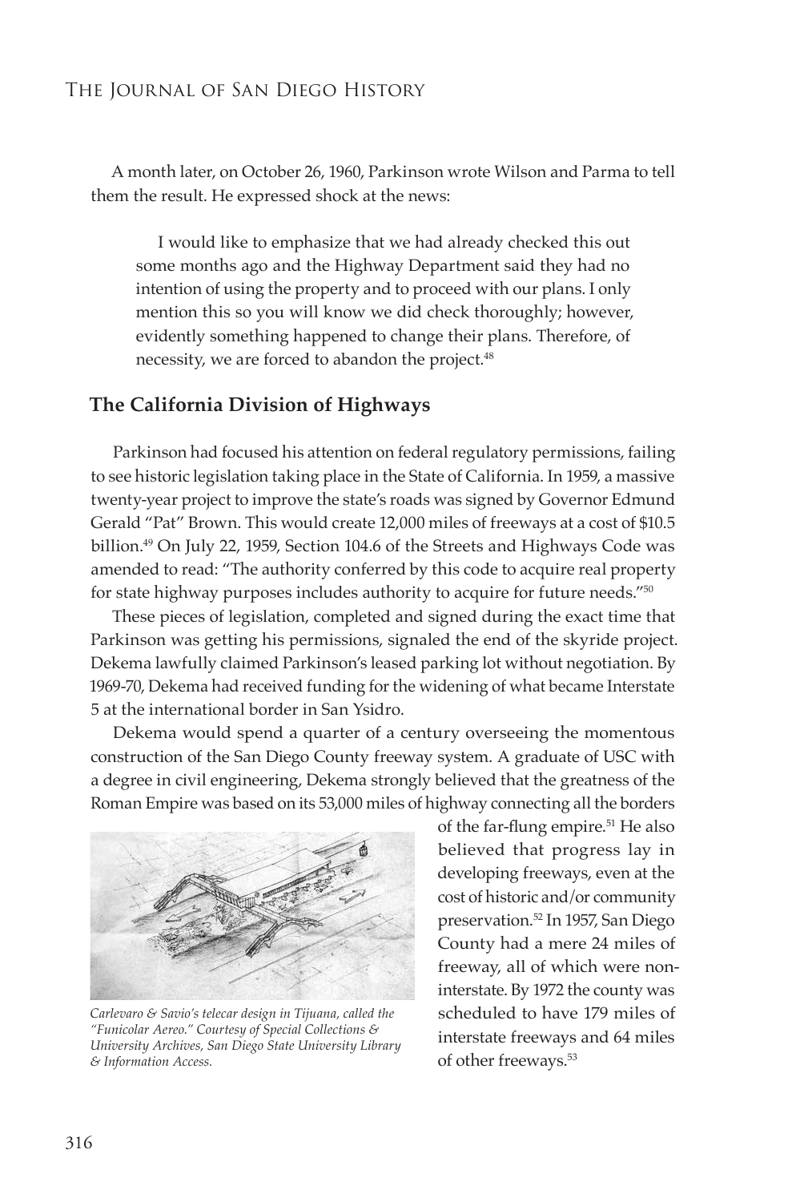A month later, on October 26, 1960, Parkinson wrote Wilson and Parma to tell them the result. He expressed shock at the news:

> I would like to emphasize that we had already checked this out some months ago and the Highway Department said they had no intention of using the property and to proceed with our plans. I only mention this so you will know we did check thoroughly; however, evidently something happened to change their plans. Therefore, of necessity, we are forced to abandon the project.[48]

## The California Division of Highways

Parkinson had focused his attention on federal regulatory permissions, failing to see historic legislation taking place in the State of California. In 1959, a massive twenty-year project to improve the state's roads was signed by Governor Edmund Gerald "Pat" Brown. This would create 12,000 miles of freeways at a cost of $10.5 billion.[49] On July 22, 1959, Section 104.6 of the Streets and Highways Code was amended to read: "The authority conferred by this code to acquire real property for state highway purposes includes authority to acquire for future needs."[50]

These pieces of legislation, completed and signed during the exact time that Parkinson was getting his permissions, signaled the end of the skyride project. Dekema lawfully claimed Parkinson's leased parking lot without negotiation. By 1969-70, Dekema had received funding for the widening of what became Interstate 5 at the international border in San Ysidro.

Dekema would spend a quarter of a century overseeing the momentous construction of the San Diego County freeway system. A graduate of USC with a degree in civil engineering, Dekema strongly believed that the greatness of the Roman Empire was based on its 53,000 miles of highway connecting all the borders of the far-flung empire.[51] He also believed that progress lay in developing freeways, even at the cost of historic and/or community preservation.[52] In 1957, San Diego County had a mere 24 miles of freeway, all of which were non-interstate. By 1972 the county was scheduled to have 179 miles of interstate freeways and 64 miles of other freeways.[53]

*Carlevaro & Savio's telecar design in Tijuana, called the "Funicolar Aereo." Courtesy of Special Collections & University Archives, San Diego State University Library & Information Access.*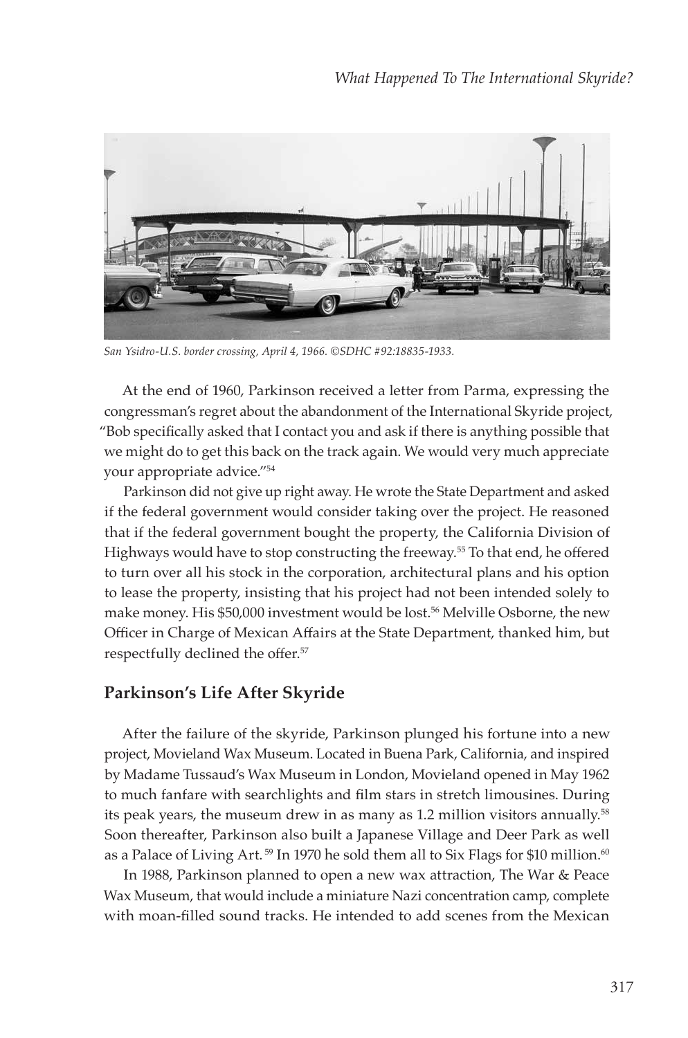*San Ysidro-U.S. border crossing, April 4, 1966. ©SDHC #92:18835-1933.*

At the end of 1960, Parkinson received a letter from Parma, expressing the congressman's regret about the abandonment of the International Skyride project, "Bob specifically asked that I contact you and ask if there is anything possible that we might do to get this back on the track again. We would very much appreciate your appropriate advice."[54]

Parkinson did not give up right away. He wrote the State Department and asked if the federal government would consider taking over the project. He reasoned that if the federal government bought the property, the California Division of Highways would have to stop constructing the freeway.[55] To that end, he offered to turn over all his stock in the corporation, architectural plans and his option to lease the property, insisting that his project had not been intended solely to make money. His $50,000 investment would be lost.[56] Melville Osborne, the new Officer in Charge of Mexican Affairs at the State Department, thanked him, but respectfully declined the offer.[57]

## Parkinson's Life After Skyride

After the failure of the skyride, Parkinson plunged his fortune into a new project, Movieland Wax Museum. Located in Buena Park, California, and inspired by Madame Tussaud's Wax Museum in London, Movieland opened in May 1962 to much fanfare with searchlights and film stars in stretch limousines. During its peak years, the museum drew in as many as 1.2 million visitors annually.[58] Soon thereafter, Parkinson also built a Japanese Village and Deer Park as well as a Palace of Living Art.[59] In 1970 he sold them all to Six Flags for $10 million.[60]

In 1988, Parkinson planned to open a new wax attraction, The War & Peace Wax Museum, that would include a miniature Nazi concentration camp, complete with moan-filled sound tracks. He intended to add scenes from the Mexican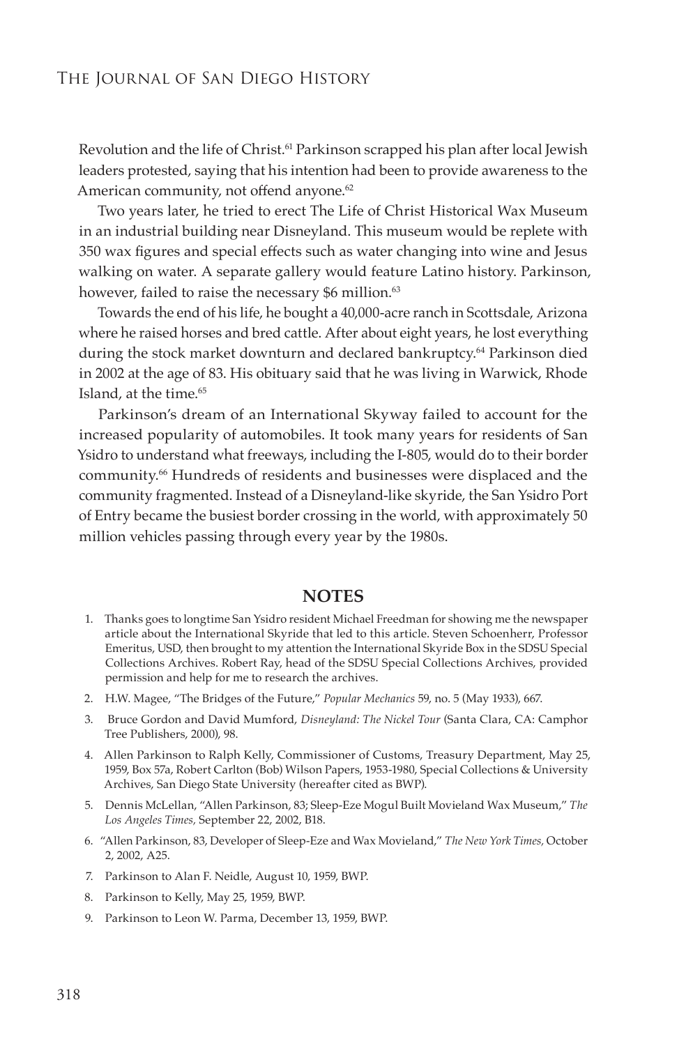Revolution and the life of Christ.[61] Parkinson scrapped his plan after local Jewish leaders protested, saying that his intention had been to provide awareness to the American community, not offend anyone.[62]

Two years later, he tried to erect The Life of Christ Historical Wax Museum in an industrial building near Disneyland. This museum would be replete with 350 wax figures and special effects such as water changing into wine and Jesus walking on water. A separate gallery would feature Latino history. Parkinson, however, failed to raise the necessary $6 million.[63]

Towards the end of his life, he bought a 40,000-acre ranch in Scottsdale, Arizona where he raised horses and bred cattle. After about eight years, he lost everything during the stock market downturn and declared bankruptcy.[64] Parkinson died in 2002 at the age of 83. His obituary said that he was living in Warwick, Rhode Island, at the time.[65]

Parkinson's dream of an International Skyway failed to account for the increased popularity of automobiles. It took many years for residents of San Ysidro to understand what freeways, including the I-805, would do to their border community.[66] Hundreds of residents and businesses were displaced and the community fragmented. Instead of a Disneyland-like skyride, the San Ysidro Port of Entry became the busiest border crossing in the world, with approximately 50 million vehicles passing through every year by the 1980s.

## NOTES

1. Thanks goes to longtime San Ysidro resident Michael Freedman for showing me the newspaper article about the International Skyride that led to this article. Steven Schoenherr, Professor Emeritus, USD, then brought to my attention the International Skyride Box in the SDSU Special Collections Archives. Robert Ray, head of the SDSU Special Collections Archives, provided permission and help for me to research the archives.
2. H.W. Magee, "The Bridges of the Future," *Popular Mechanics* 59, no. 5 (May 1933), 667.
3. Bruce Gordon and David Mumford, *Disneyland: The Nickel Tour* (Santa Clara, CA: Camphor Tree Publishers, 2000), 98.
4. Allen Parkinson to Ralph Kelly, Commissioner of Customs, Treasury Department, May 25, 1959, Box 57a, Robert Carlton (Bob) Wilson Papers, 1953-1980, Special Collections & University Archives, San Diego State University (hereafter cited as BWP).
5. Dennis McLellan, "Allen Parkinson, 83; Sleep-Eze Mogul Built Movieland Wax Museum," *The Los Angeles Times,* September 22, 2002, B18.
6. "Allen Parkinson, 83, Developer of Sleep-Eze and Wax Movieland," *The New York Times,* October 2, 2002, A25.
7. Parkinson to Alan F. Neidle, August 10, 1959, BWP.
8. Parkinson to Kelly, May 25, 1959, BWP.
9. Parkinson to Leon W. Parma, December 13, 1959, BWP.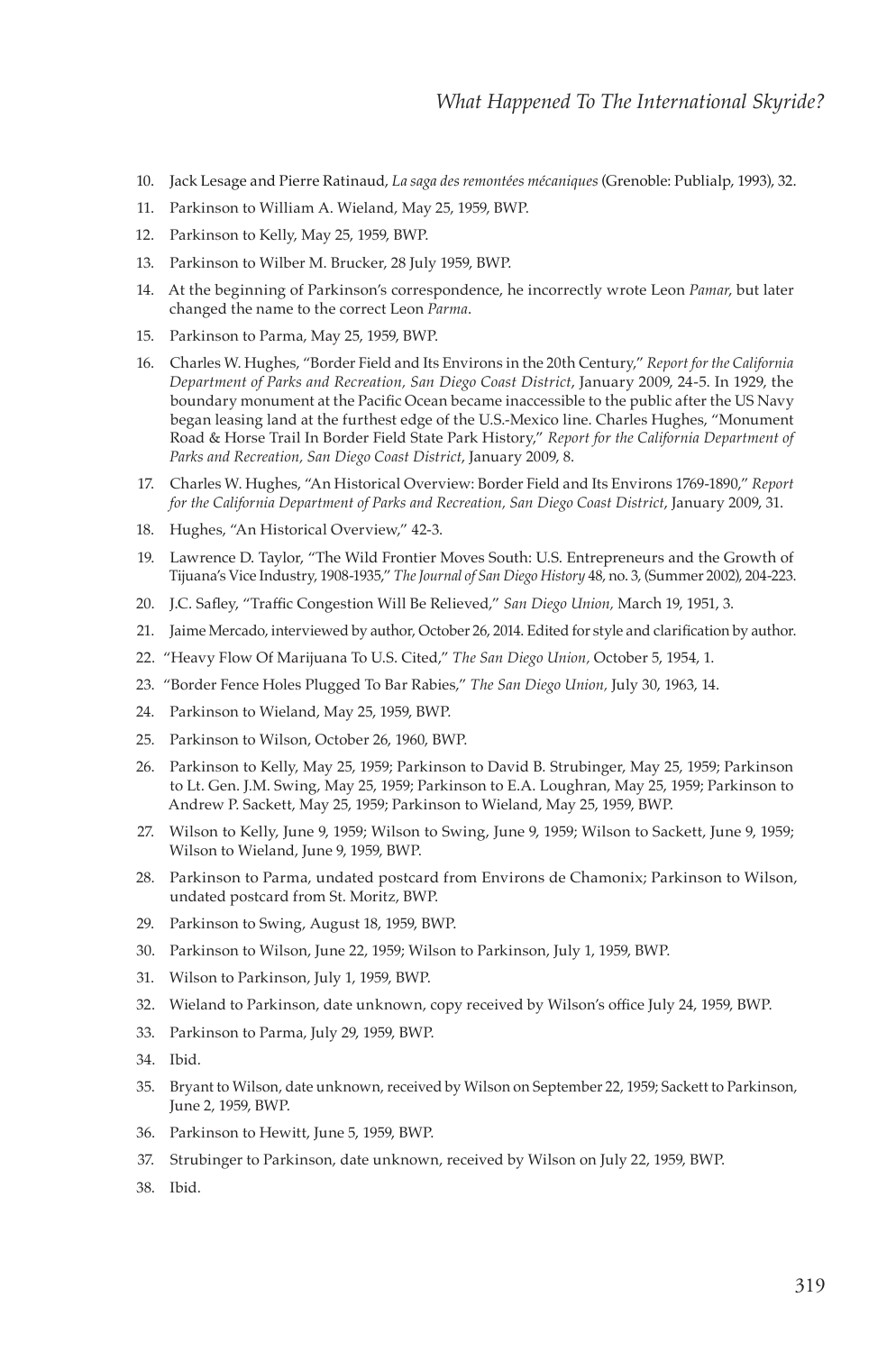10. Jack Lesage and Pierre Ratinaud, *La saga des remontées mécaniques* (Grenoble: Publialp, 1993), 32.
11. Parkinson to William A. Wieland, May 25, 1959, BWP.
12. Parkinson to Kelly, May 25, 1959, BWP.
13. Parkinson to Wilber M. Brucker, 28 July 1959, BWP.
14. At the beginning of Parkinson's correspondence, he incorrectly wrote Leon *Pamar*, but later changed the name to the correct Leon *Parma*.
15. Parkinson to Parma, May 25, 1959, BWP.
16. Charles W. Hughes, "Border Field and Its Environs in the 20th Century," *Report for the California Department of Parks and Recreation, San Diego Coast District*, January 2009, 24-5. In 1929, the boundary monument at the Pacific Ocean became inaccessible to the public after the US Navy began leasing land at the furthest edge of the U.S.-Mexico line. Charles Hughes, "Monument Road & Horse Trail In Border Field State Park History," *Report for the California Department of Parks and Recreation, San Diego Coast District*, January 2009, 8.
17. Charles W. Hughes, "An Historical Overview: Border Field and Its Environs 1769-1890," *Report for the California Department of Parks and Recreation, San Diego Coast District*, January 2009, 31.
18. Hughes, "An Historical Overview," 42-3.
19. Lawrence D. Taylor, "The Wild Frontier Moves South: U.S. Entrepreneurs and the Growth of Tijuana's Vice Industry, 1908-1935," *The Journal of San Diego History* 48, no. 3, (Summer 2002), 204-223.
20. J.C. Safley, "Traffic Congestion Will Be Relieved," *San Diego Union,* March 19, 1951, 3.
21. Jaime Mercado, interviewed by author, October 26, 2014. Edited for style and clarification by author.
22. "Heavy Flow Of Marijuana To U.S. Cited," *The San Diego Union,* October 5, 1954, 1.
23. "Border Fence Holes Plugged To Bar Rabies," *The San Diego Union,* July 30, 1963, 14.
24. Parkinson to Wieland, May 25, 1959, BWP.
25. Parkinson to Wilson, October 26, 1960, BWP.
26. Parkinson to Kelly, May 25, 1959; Parkinson to David B. Strubinger, May 25, 1959; Parkinson to Lt. Gen. J.M. Swing, May 25, 1959; Parkinson to E.A. Loughran, May 25, 1959; Parkinson to Andrew P. Sackett, May 25, 1959; Parkinson to Wieland, May 25, 1959, BWP.
27. Wilson to Kelly, June 9, 1959; Wilson to Swing, June 9, 1959; Wilson to Sackett, June 9, 1959; Wilson to Wieland, June 9, 1959, BWP.
28. Parkinson to Parma, undated postcard from Environs de Chamonix; Parkinson to Wilson, undated postcard from St. Moritz, BWP.
29. Parkinson to Swing, August 18, 1959, BWP.
30. Parkinson to Wilson, June 22, 1959; Wilson to Parkinson, July 1, 1959, BWP.
31. Wilson to Parkinson, July 1, 1959, BWP.
32. Wieland to Parkinson, date unknown, copy received by Wilson's office July 24, 1959, BWP.
33. Parkinson to Parma, July 29, 1959, BWP.
34. Ibid.
35. Bryant to Wilson, date unknown, received by Wilson on September 22, 1959; Sackett to Parkinson, June 2, 1959, BWP.
36. Parkinson to Hewitt, June 5, 1959, BWP.
37. Strubinger to Parkinson, date unknown, received by Wilson on July 22, 1959, BWP.
38. Ibid.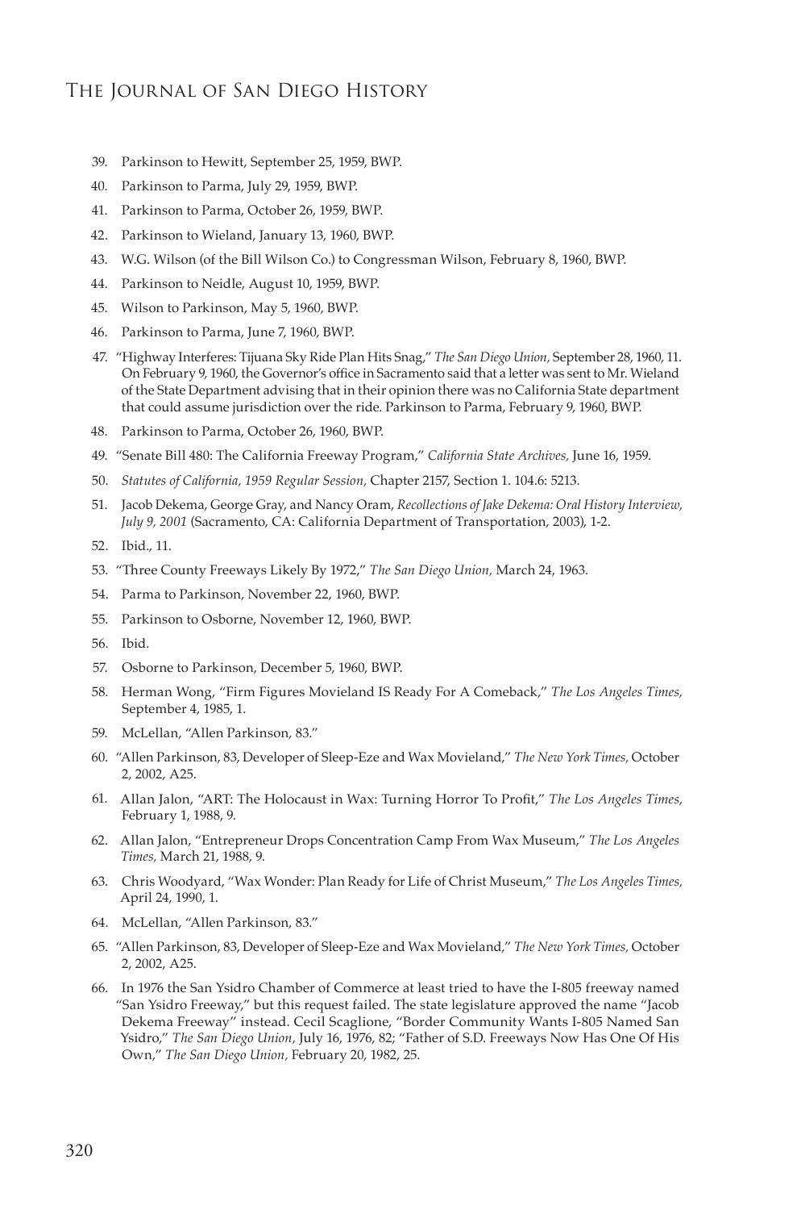39. Parkinson to Hewitt, September 25, 1959, BWP.
40. Parkinson to Parma, July 29, 1959, BWP.
41. Parkinson to Parma, October 26, 1959, BWP.
42. Parkinson to Wieland, January 13, 1960, BWP.
43. W.G. Wilson (of the Bill Wilson Co.) to Congressman Wilson, February 8, 1960, BWP.
44. Parkinson to Neidle, August 10, 1959, BWP.
45. Wilson to Parkinson, May 5, 1960, BWP.
46. Parkinson to Parma, June 7, 1960, BWP.
47. "Highway Interferes: Tijuana Sky Ride Plan Hits Snag," *The San Diego Union,* September 28, 1960, 11. On February 9, 1960, the Governor's office in Sacramento said that a letter was sent to Mr. Wieland of the State Department advising that in their opinion there was no California State department that could assume jurisdiction over the ride. Parkinson to Parma, February 9, 1960, BWP.
48. Parkinson to Parma, October 26, 1960, BWP.
49. "Senate Bill 480: The California Freeway Program," *California State Archives,* June 16, 1959.
50. *Statutes of California, 1959 Regular Session,* Chapter 2157, Section 1. 104.6: 5213.
51. Jacob Dekema, George Gray, and Nancy Oram, *Recollections of Jake Dekema: Oral History Interview, July 9, 2001* (Sacramento, CA: California Department of Transportation, 2003), 1-2.
52. Ibid., 11.
53. "Three County Freeways Likely By 1972," *The San Diego Union,* March 24, 1963.
54. Parma to Parkinson, November 22, 1960, BWP.
55. Parkinson to Osborne, November 12, 1960, BWP.
56. Ibid.
57. Osborne to Parkinson, December 5, 1960, BWP.
58. Herman Wong, "Firm Figures Movieland IS Ready For A Comeback," *The Los Angeles Times,* September 4, 1985, 1.
59. McLellan, "Allen Parkinson, 83."
60. "Allen Parkinson, 83, Developer of Sleep-Eze and Wax Movieland," *The New York Times,* October 2, 2002, A25.
61. Allan Jalon, "ART: The Holocaust in Wax: Turning Horror To Profit," *The Los Angeles Times,* February 1, 1988, 9.
62. Allan Jalon, "Entrepreneur Drops Concentration Camp From Wax Museum," *The Los Angeles Times,* March 21, 1988, 9.
63. Chris Woodyard, "Wax Wonder: Plan Ready for Life of Christ Museum," *The Los Angeles Times,* April 24, 1990, 1.
64. McLellan, "Allen Parkinson, 83."
65. "Allen Parkinson, 83, Developer of Sleep-Eze and Wax Movieland," *The New York Times,* October 2, 2002, A25.
66. In 1976 the San Ysidro Chamber of Commerce at least tried to have the I-805 freeway named "San Ysidro Freeway," but this request failed. The state legislature approved the name "Jacob Dekema Freeway" instead. Cecil Scaglione, "Border Community Wants I-805 Named San Ysidro," *The San Diego Union,* July 16, 1976, 82; "Father of S.D. Freeways Now Has One Of His Own," *The San Diego Union,* February 20, 1982, 25.